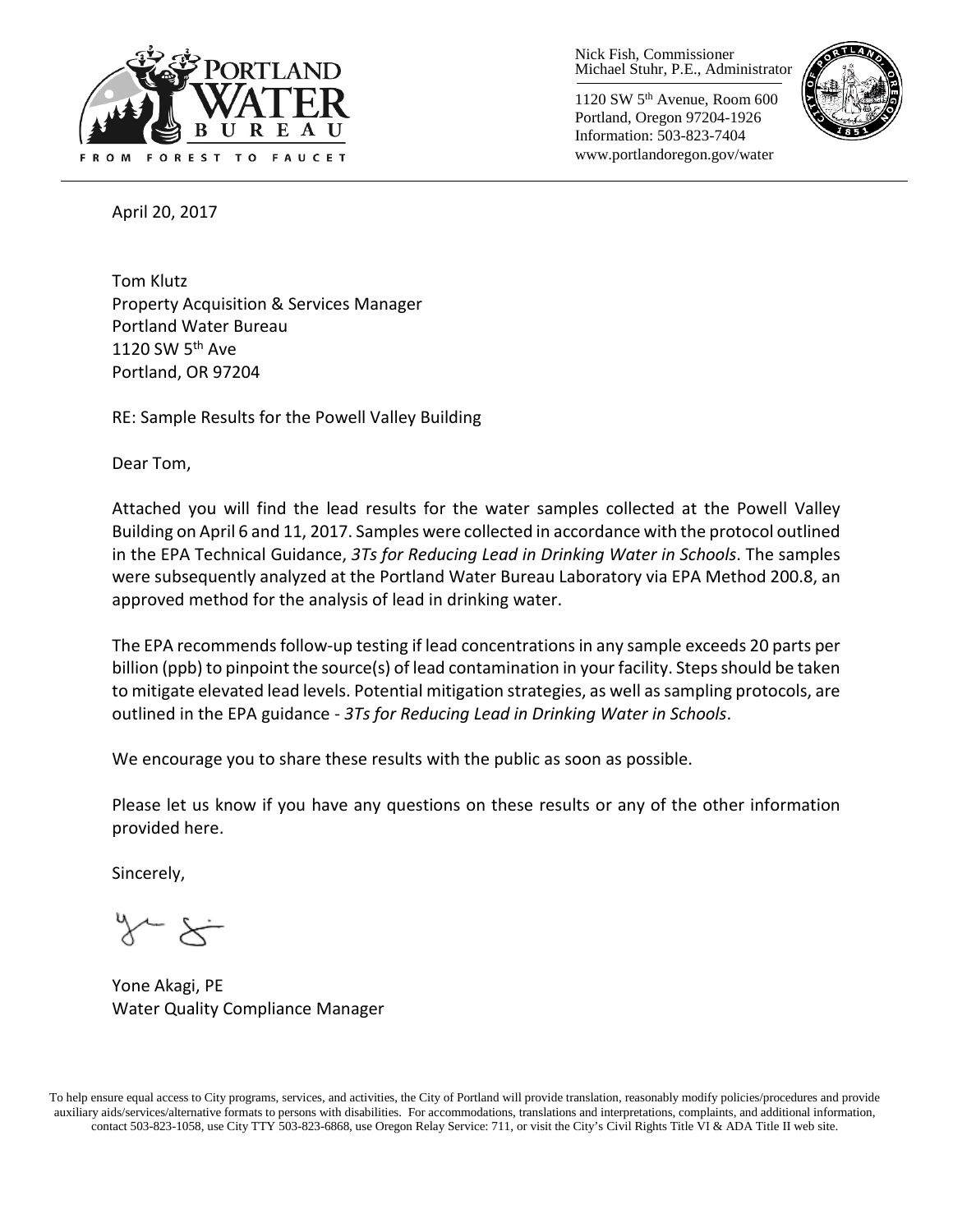PORTLAND WATER BUREAU

FROM FOREST TO FAUCET

Nick Fish, Commissioner
Michael Stuhr, P.E., Administrator

1120 SW 5th Avenue, Room 600
Portland, Oregon 97204-1926
Information: 503-823-7404
www.portlandoregon.gov/water

April 20, 2017

Tom Klutz
Property Acquisition & Services Manager
Portland Water Bureau
1120 SW 5th Ave
Portland, OR 97204

RE: Sample Results for the Powell Valley Building

Dear Tom,

Attached you will find the lead results for the water samples collected at the Powell Valley Building on April 6 and 11, 2017. Samples were collected in accordance with the protocol outlined in the EPA Technical Guidance, *3Ts for Reducing Lead in Drinking Water in Schools*. The samples were subsequently analyzed at the Portland Water Bureau Laboratory via EPA Method 200.8, an approved method for the analysis of lead in drinking water.

The EPA recommends follow-up testing if lead concentrations in any sample exceeds 20 parts per billion (ppb) to pinpoint the source(s) of lead contamination in your facility. Steps should be taken to mitigate elevated lead levels. Potential mitigation strategies, as well as sampling protocols, are outlined in the EPA guidance - *3Ts for Reducing Lead in Drinking Water in Schools*.

We encourage you to share these results with the public as soon as possible.

Please let us know if you have any questions on these results or any of the other information provided here.

Sincerely,

Yone Akagi, PE
Water Quality Compliance Manager

To help ensure equal access to City programs, services, and activities, the City of Portland will provide translation, reasonably modify policies/procedures and provide auxiliary aids/services/alternative formats to persons with disabilities. For accommodations, translations and interpretations, complaints, and additional information, contact 503-823-1058, use City TTY 503-823-6868, use Oregon Relay Service: 711, or visit the City's Civil Rights Title VI & ADA Title II web site.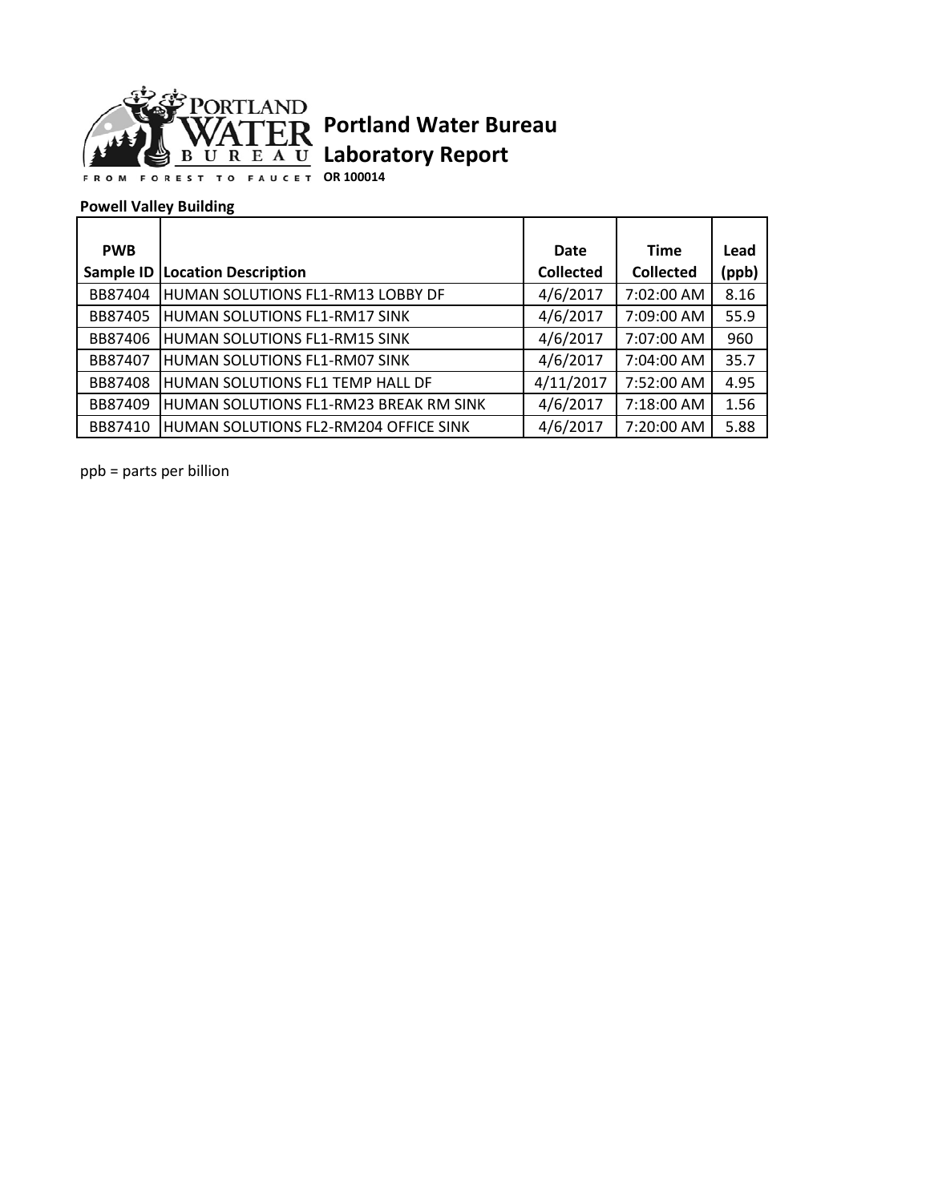# Portland Water Bureau Laboratory Report

PORTLAND WATER BUREAU
FROM FOREST TO FAUCET

**OR 100014**

**Powell Valley Building**

| PWB Sample ID | Location Description | Date Collected | Time Collected | Lead (ppb) |
|---|---|---|---|---|
| BB87404 | HUMAN SOLUTIONS FL1-RM13 LOBBY DF | 4/6/2017 | 7:02:00 AM | 8.16 |
| BB87405 | HUMAN SOLUTIONS FL1-RM17 SINK | 4/6/2017 | 7:09:00 AM | 55.9 |
| BB87406 | HUMAN SOLUTIONS FL1-RM15 SINK | 4/6/2017 | 7:07:00 AM | 960 |
| BB87407 | HUMAN SOLUTIONS FL1-RM07 SINK | 4/6/2017 | 7:04:00 AM | 35.7 |
| BB87408 | HUMAN SOLUTIONS FL1 TEMP HALL DF | 4/11/2017 | 7:52:00 AM | 4.95 |
| BB87409 | HUMAN SOLUTIONS FL1-RM23 BREAK RM SINK | 4/6/2017 | 7:18:00 AM | 1.56 |
| BB87410 | HUMAN SOLUTIONS FL2-RM204 OFFICE SINK | 4/6/2017 | 7:20:00 AM | 5.88 |

ppb = parts per billion